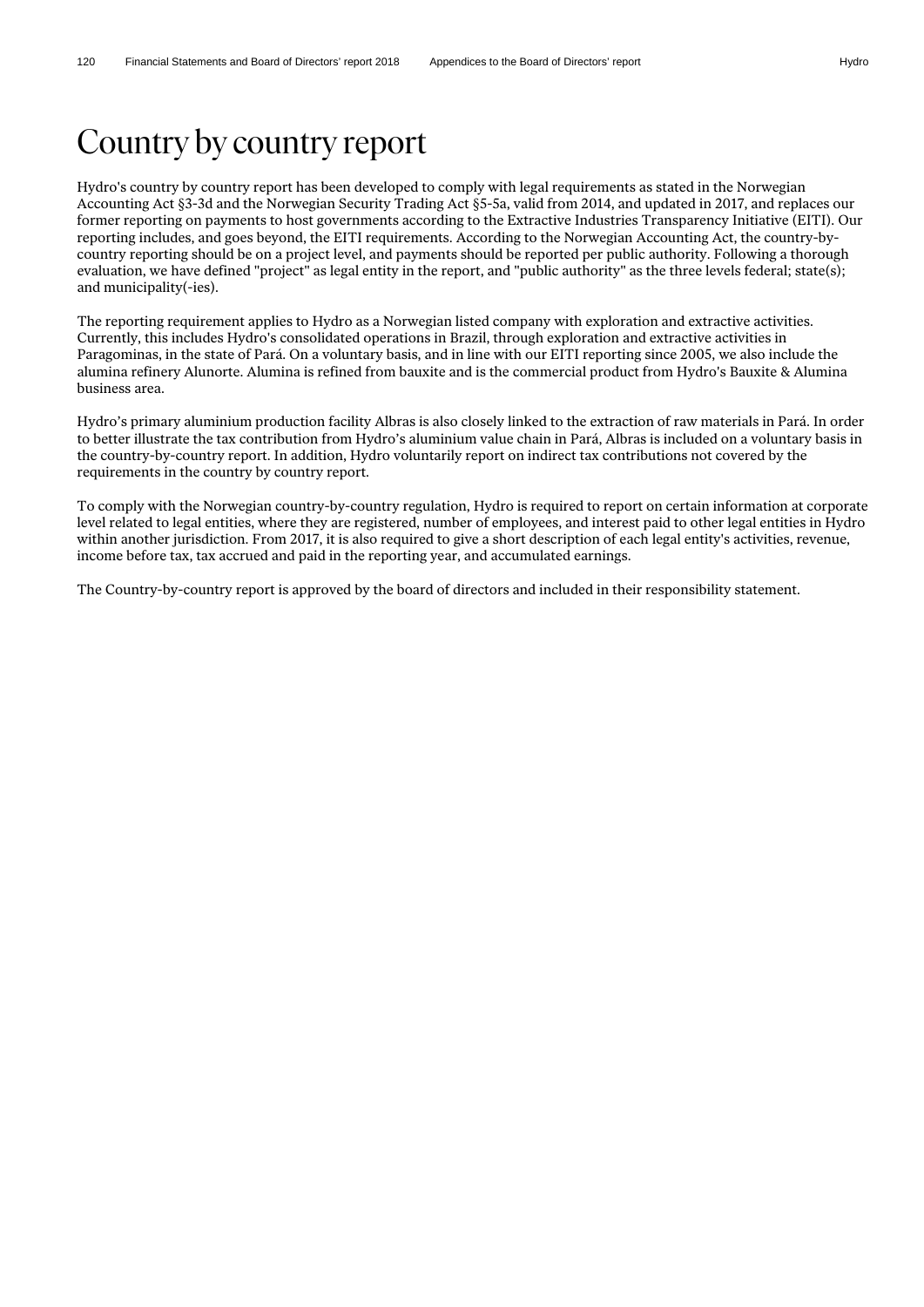# Country by country report

Hydro's country by country report has been developed to comply with legal requirements as stated in the Norwegian Accounting Act §3-3d and the Norwegian Security Trading Act §5-5a, valid from 2014, and updated in 2017, and replaces our former reporting on payments to host governments according to the Extractive Industries Transparency Initiative (EITI). Our reporting includes, and goes beyond, the EITI requirements. According to the Norwegian Accounting Act, the country-by-country reporting should be on a project level, and payments should be reported per public authority. Following a thorough evaluation, we have defined "project" as legal entity in the report, and "public authority" as the three levels federal; state(s); and municipality(-ies).

The reporting requirement applies to Hydro as a Norwegian listed company with exploration and extractive activities. Currently, this includes Hydro's consolidated operations in Brazil, through exploration and extractive activities in Paragominas, in the state of Pará. On a voluntary basis, and in line with our EITI reporting since 2005, we also include the alumina refinery Alunorte. Alumina is refined from bauxite and is the commercial product from Hydro's Bauxite & Alumina business area.

Hydro's primary aluminium production facility Albras is also closely linked to the extraction of raw materials in Pará. In order to better illustrate the tax contribution from Hydro's aluminium value chain in Pará, Albras is included on a voluntary basis in the country-by-country report. In addition, Hydro voluntarily report on indirect tax contributions not covered by the requirements in the country by country report.

To comply with the Norwegian country-by-country regulation, Hydro is required to report on certain information at corporate level related to legal entities, where they are registered, number of employees, and interest paid to other legal entities in Hydro within another jurisdiction. From 2017, it is also required to give a short description of each legal entity's activities, revenue, income before tax, tax accrued and paid in the reporting year, and accumulated earnings.

The Country-by-country report is approved by the board of directors and included in their responsibility statement.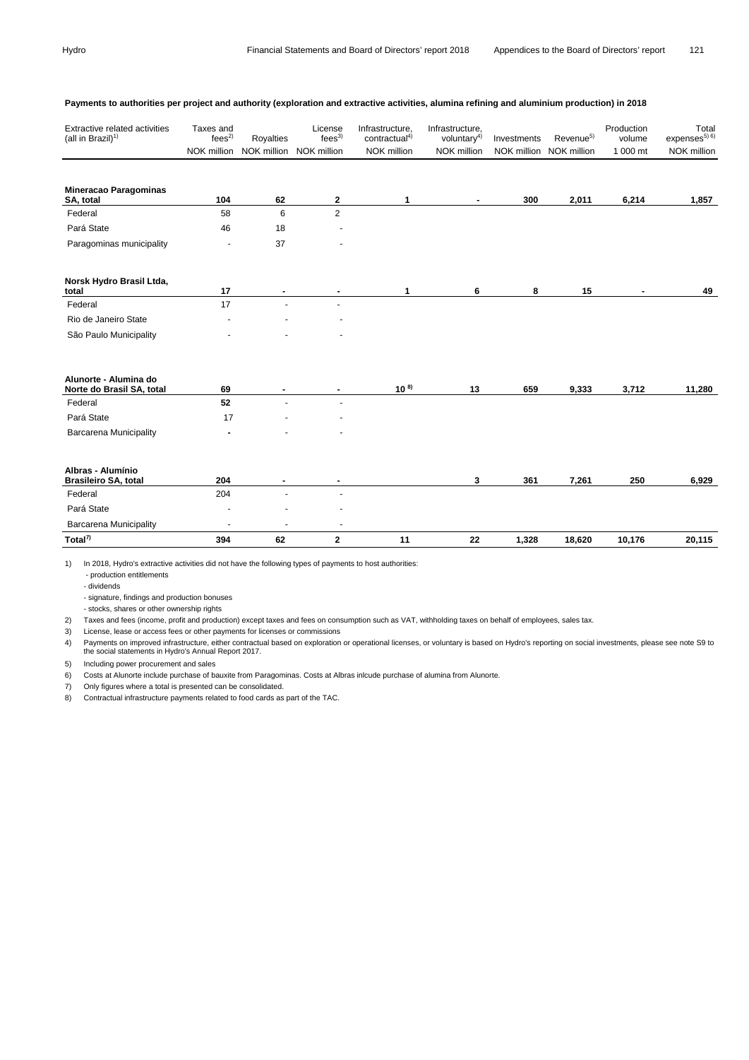**Payments to authorities per project and authority (exploration and extractive activities, alumina refining and aluminium production) in 2018**

| Extractive related activities (all in Brazil)[1] | Taxes and fees[2] | Royalties | License fees[3] | Infrastructure, contractual[4] | Infrastructure, voluntary[4] | Investments | Revenue[5] | Production volume | Total expenses[5) 6)] |
|---|---|---|---|---|---|---|---|---|---|
| | NOK million | NOK million | NOK million | NOK million | NOK million | NOK million | NOK million | 1 000 mt | NOK million |
| **Mineracao Paragominas SA, total** | **104** | **62** | **2** | **1** | **-** | **300** | **2,011** | **6,214** | **1,857** |
| Federal | 58 | 6 | 2 | | | | | | |
| Pará State | 46 | 18 | - | | | | | | |
| Paragominas municipality | - | 37 | - | | | | | | |
| **Norsk Hydro Brasil Ltda, total** | **17** | **-** | **-** | **1** | **6** | **8** | **15** | **-** | **49** |
| Federal | 17 | - | - | | | | | | |
| Rio de Janeiro State | - | - | - | | | | | | |
| São Paulo Municipality | - | - | - | | | | | | |
| **Alunorte - Alumina do Norte do Brasil SA, total** | **69** | **-** | **-** | **10 [8]** | **13** | **659** | **9,333** | **3,712** | **11,280** |
| Federal | **52** | - | - | | | | | | |
| Pará State | 17 | - | - | | | | | | |
| Barcarena Municipality | **-** | - | - | | | | | | |
| **Albras - Alumínio Brasileiro SA, total** | **204** | **-** | **-** | | **3** | **361** | **7,261** | **250** | **6,929** |
| Federal | 204 | - | - | | | | | | |
| Pará State | - | - | - | | | | | | |
| Barcarena Municipality | - | - | - | | | | | | |
| **Total[7]** | **394** | **62** | **2** | **11** | **22** | **1,328** | **18,620** | **10,176** | **20,115** |

1) In 2018, Hydro's extractive activities did not have the following types of payments to host authorities:
- production entitlements
- dividends
- signature, findings and production bonuses
- stocks, shares or other ownership rights

2) Taxes and fees (income, profit and production) except taxes and fees on consumption such as VAT, withholding taxes on behalf of employees, sales tax.

3) License, lease or access fees or other payments for licenses or commissions

4) Payments on improved infrastructure, either contractual based on exploration or operational licenses, or voluntary is based on Hydro's reporting on social investments, please see note S9 to the social statements in Hydro's Annual Report 2017.

5) Including power procurement and sales

6) Costs at Alunorte include purchase of bauxite from Paragominas. Costs at Albras inlcude purchase of alumina from Alunorte.

7) Only figures where a total is presented can be consolidated.

8) Contractual infrastructure payments related to food cards as part of the TAC.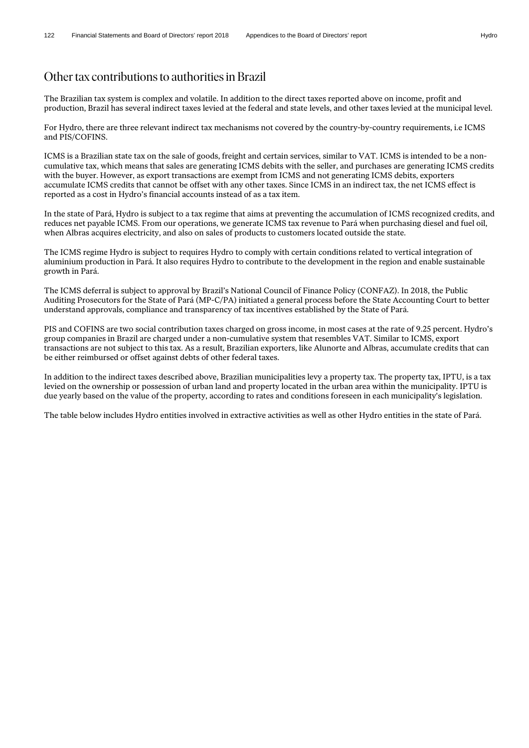# Other tax contributions to authorities in Brazil

The Brazilian tax system is complex and volatile. In addition to the direct taxes reported above on income, profit and production, Brazil has several indirect taxes levied at the federal and state levels, and other taxes levied at the municipal level.

For Hydro, there are three relevant indirect tax mechanisms not covered by the country-by-country requirements, i.e ICMS and PIS/COFINS.

ICMS is a Brazilian state tax on the sale of goods, freight and certain services, similar to VAT. ICMS is intended to be a non-cumulative tax, which means that sales are generating ICMS debits with the seller, and purchases are generating ICMS credits with the buyer. However, as export transactions are exempt from ICMS and not generating ICMS debits, exporters accumulate ICMS credits that cannot be offset with any other taxes. Since ICMS in an indirect tax, the net ICMS effect is reported as a cost in Hydro's financial accounts instead of as a tax item.

In the state of Pará, Hydro is subject to a tax regime that aims at preventing the accumulation of ICMS recognized credits, and reduces net payable ICMS. From our operations, we generate ICMS tax revenue to Pará when purchasing diesel and fuel oil, when Albras acquires electricity, and also on sales of products to customers located outside the state.

The ICMS regime Hydro is subject to requires Hydro to comply with certain conditions related to vertical integration of aluminium production in Pará. It also requires Hydro to contribute to the development in the region and enable sustainable growth in Pará.

The ICMS deferral is subject to approval by Brazil's National Council of Finance Policy (CONFAZ). In 2018, the Public Auditing Prosecutors for the State of Pará (MP-C/PA) initiated a general process before the State Accounting Court to better understand approvals, compliance and transparency of tax incentives established by the State of Pará.

PIS and COFINS are two social contribution taxes charged on gross income, in most cases at the rate of 9.25 percent. Hydro's group companies in Brazil are charged under a non-cumulative system that resembles VAT. Similar to ICMS, export transactions are not subject to this tax. As a result, Brazilian exporters, like Alunorte and Albras, accumulate credits that can be either reimbursed or offset against debts of other federal taxes.

In addition to the indirect taxes described above, Brazilian municipalities levy a property tax. The property tax, IPTU, is a tax levied on the ownership or possession of urban land and property located in the urban area within the municipality. IPTU is due yearly based on the value of the property, according to rates and conditions foreseen in each municipality's legislation.

The table below includes Hydro entities involved in extractive activities as well as other Hydro entities in the state of Pará.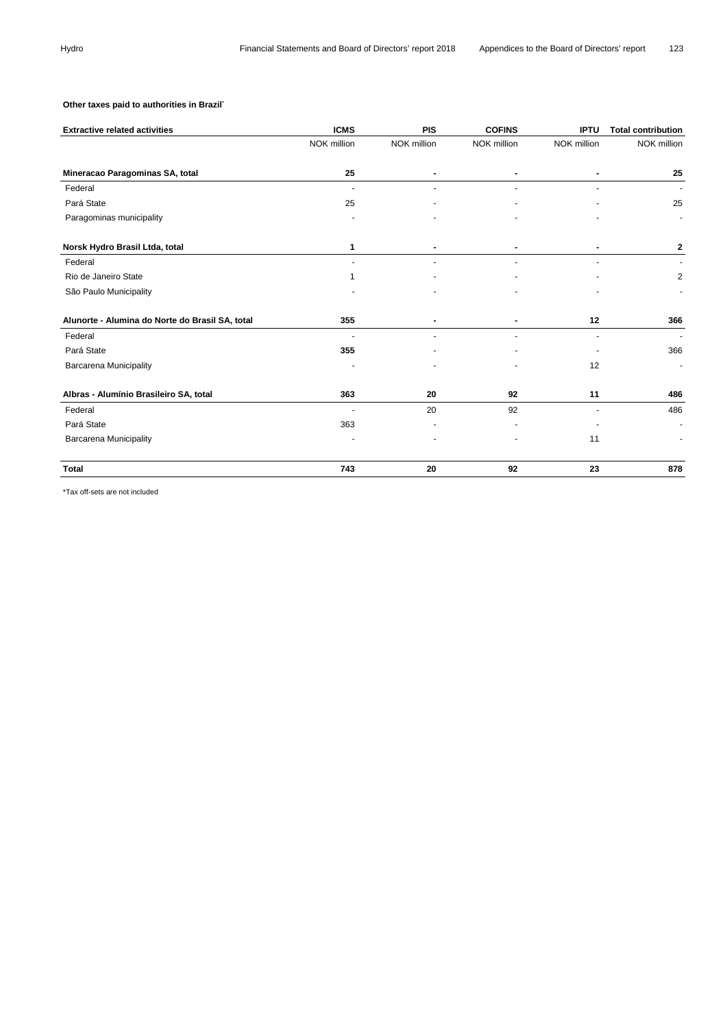**Other taxes paid to authorities in Brazil***

| Extractive related activities | ICMS | PIS | COFINS | IPTU | Total contribution |
|---|---|---|---|---|---|
| | NOK million | NOK million | NOK million | NOK million | NOK million |
| **Mineracao Paragominas SA, total** | **25** | **-** | **-** | **-** | **25** |
| Federal | - | - | - | - | - |
| Pará State | 25 | - | - | - | 25 |
| Paragominas municipality | - | - | - | - | - |
| **Norsk Hydro Brasil Ltda, total** | **1** | **-** | **-** | **-** | **2** |
| Federal | - | - | - | - | - |
| Rio de Janeiro State | 1 | - | - | - | 2 |
| São Paulo Municipality | - | - | - | - | - |
| **Alunorte - Alumina do Norte do Brasil SA, total** | **355** | **-** | **-** | **12** | **366** |
| Federal | - | - | - | - | - |
| Pará State | **355** | - | - | - | 366 |
| Barcarena Municipality | - | - | - | 12 | - |
| **Albras - Alumínio Brasileiro SA, total** | **363** | **20** | **92** | **11** | **486** |
| Federal | - | 20 | 92 | - | 486 |
| Pará State | 363 | - | - | - | - |
| Barcarena Municipality | - | - | - | 11 | - |
| **Total** | **743** | **20** | **92** | **23** | **878** |

*Tax off-sets are not included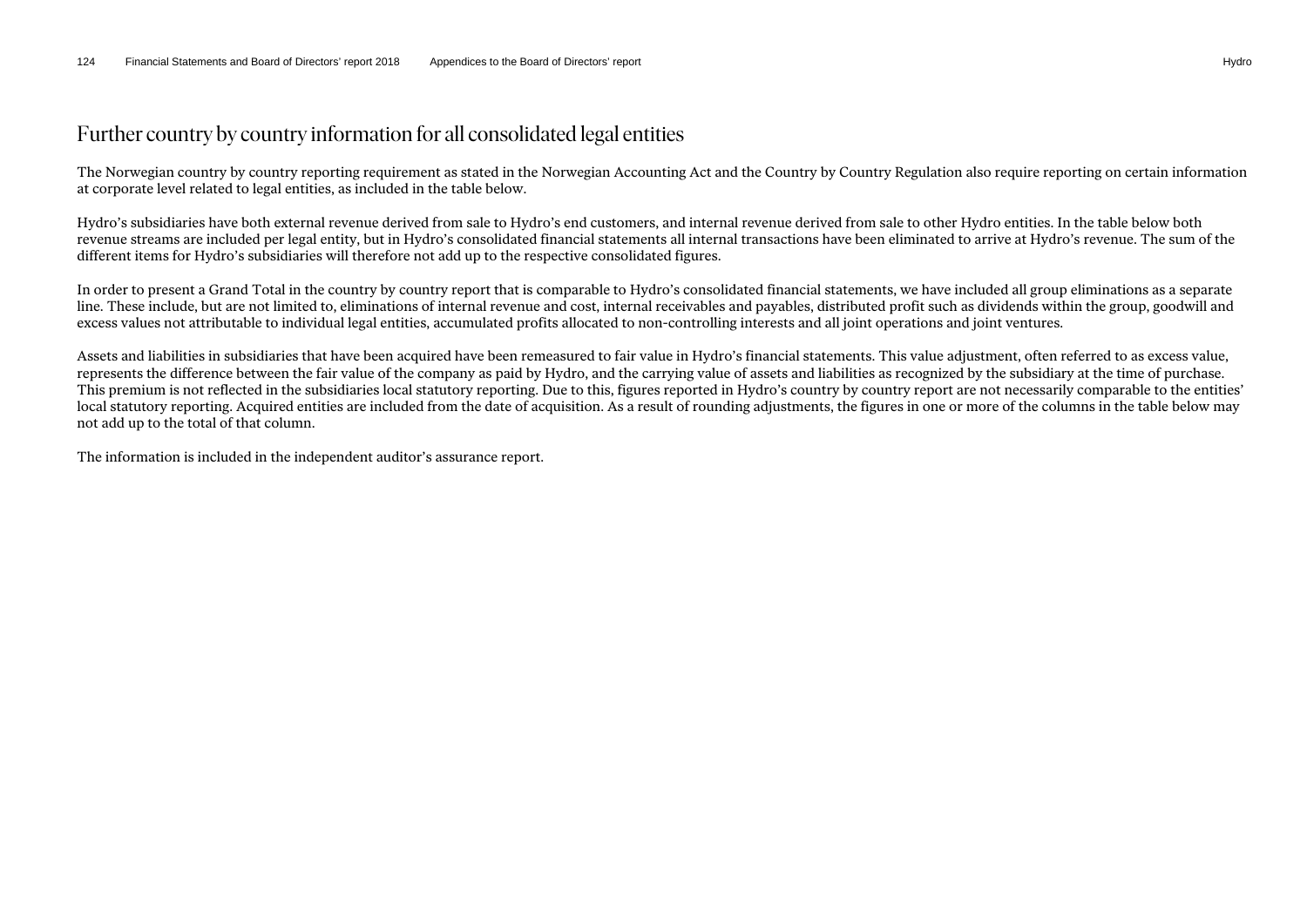# Further country by country information for all consolidated legal entities

The Norwegian country by country reporting requirement as stated in the Norwegian Accounting Act and the Country by Country Regulation also require reporting on certain information at corporate level related to legal entities, as included in the table below.

Hydro's subsidiaries have both external revenue derived from sale to Hydro's end customers, and internal revenue derived from sale to other Hydro entities. In the table below both revenue streams are included per legal entity, but in Hydro's consolidated financial statements all internal transactions have been eliminated to arrive at Hydro's revenue. The sum of the different items for Hydro's subsidiaries will therefore not add up to the respective consolidated figures.

In order to present a Grand Total in the country by country report that is comparable to Hydro's consolidated financial statements, we have included all group eliminations as a separate line. These include, but are not limited to, eliminations of internal revenue and cost, internal receivables and payables, distributed profit such as dividends within the group, goodwill and excess values not attributable to individual legal entities, accumulated profits allocated to non-controlling interests and all joint operations and joint ventures.

Assets and liabilities in subsidiaries that have been acquired have been remeasured to fair value in Hydro's financial statements. This value adjustment, often referred to as excess value, represents the difference between the fair value of the company as paid by Hydro, and the carrying value of assets and liabilities as recognized by the subsidiary at the time of purchase. This premium is not reflected in the subsidiaries local statutory reporting. Due to this, figures reported in Hydro's country by country report are not necessarily comparable to the entities' local statutory reporting. Acquired entities are included from the date of acquisition. As a result of rounding adjustments, the figures in one or more of the columns in the table below may not add up to the total of that column.

The information is included in the independent auditor's assurance report.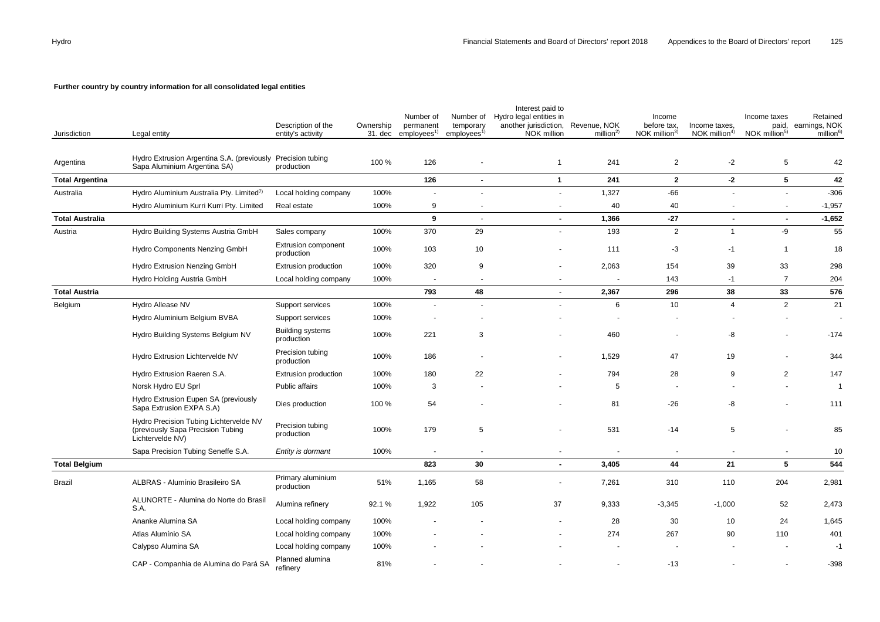**Further country by country information for all consolidated legal entities**

| Jurisdiction | Legal entity | Description of the entity's activity | Ownership 31. dec | Number of permanent employees[1] | Number of temporary employees[1] | Interest paid to Hydro legal entities in another jurisdiction, NOK million | Revenue, NOK million[2] | Income before tax, NOK million[3] | Income taxes, NOK million[4] | Income taxes paid, NOK million[5] | Retained earnings, NOK million[6] |
|---|---|---|---|---|---|---|---|---|---|---|---|
| Argentina | Hydro Extrusion Argentina S.A. (previously Sapa Aluminium Argentina SA) | Precision tubing production | 100 % | 126 | - | 1 | 241 | 2 | -2 | 5 | 42 |
| **Total Argentina** | | | | **126** | **-** | **1** | **241** | **2** | **-2** | **5** | **42** |
| Australia | Hydro Aluminium Australia Pty. Limited[7] | Local holding company | 100% | - | - | - | 1,327 | -66 | - | - | -306 |
| | Hydro Aluminium Kurri Kurri Pty. Limited | Real estate | 100% | 9 | - | - | 40 | 40 | - | - | -1,957 |
| **Total Australia** | | | | **9** | **-** | **-** | **1,366** | **-27** | **-** | **-** | **-1,652** |
| Austria | Hydro Building Systems Austria GmbH | Sales company | 100% | 370 | 29 | - | 193 | 2 | 1 | -9 | 55 |
| | Hydro Components Nenzing GmbH | Extrusion component production | 100% | 103 | 10 | - | 111 | -3 | -1 | 1 | 18 |
| | Hydro Extrusion Nenzing GmbH | Extrusion production | 100% | 320 | 9 | - | 2,063 | 154 | 39 | 33 | 298 |
| | Hydro Holding Austria GmbH | Local holding company | 100% | - | - | - | - | 143 | -1 | 7 | 204 |
| **Total Austria** | | | | **793** | **48** | **-** | **2,367** | **296** | **38** | **33** | **576** |
| Belgium | Hydro Allease NV | Support services | 100% | - | - | - | 6 | 10 | 4 | 2 | 21 |
| | Hydro Aluminium Belgium BVBA | Support services | 100% | - | - | - | - | - | - | - | - |
| | Hydro Building Systems Belgium NV | Building systems production | 100% | 221 | 3 | - | 460 | - | -8 | - | -174 |
| | Hydro Extrusion Lichtervelde NV | Precision tubing production | 100% | 186 | - | - | 1,529 | 47 | 19 | - | 344 |
| | Hydro Extrusion Raeren S.A. | Extrusion production | 100% | 180 | 22 | - | 794 | 28 | 9 | 2 | 147 |
| | Norsk Hydro EU Sprl | Public affairs | 100% | 3 | - | - | 5 | - | - | - | 1 |
| | Hydro Extrusion Eupen SA (previously Sapa Extrusion EXPA S.A) | Dies production | 100 % | 54 | - | - | 81 | -26 | -8 | - | 111 |
| | Hydro Precision Tubing Lichtervelde NV (previously Sapa Precision Tubing Lichtervelde NV) | Precision tubing production | 100% | 179 | 5 | - | 531 | -14 | 5 | - | 85 |
| | Sapa Precision Tubing Seneffe S.A. | *Entity is dormant* | 100% | - | - | - | - | - | - | - | 10 |
| **Total Belgium** | | | | **823** | **30** | **-** | **3,405** | **44** | **21** | **5** | **544** |
| Brazil | ALBRAS - Alumínio Brasileiro SA | Primary aluminium production | 51% | 1,165 | 58 | - | 7,261 | 310 | 110 | 204 | 2,981 |
| | ALUNORTE - Alumina do Norte do Brasil S.A. | Alumina refinery | 92.1 % | 1,922 | 105 | 37 | 9,333 | -3,345 | -1,000 | 52 | 2,473 |
| | Ananke Alumina SA | Local holding company | 100% | - | - | - | 28 | 30 | 10 | 24 | 1,645 |
| | Atlas Alumínio SA | Local holding company | 100% | - | - | - | 274 | 267 | 90 | 110 | 401 |
| | Calypso Alumina SA | Local holding company | 100% | - | - | - | - | - | - | - | -1 |
| | CAP - Companhia de Alumina do Pará SA | Planned alumina refinery | 81% | - | - | - | - | -13 | - | - | -398 |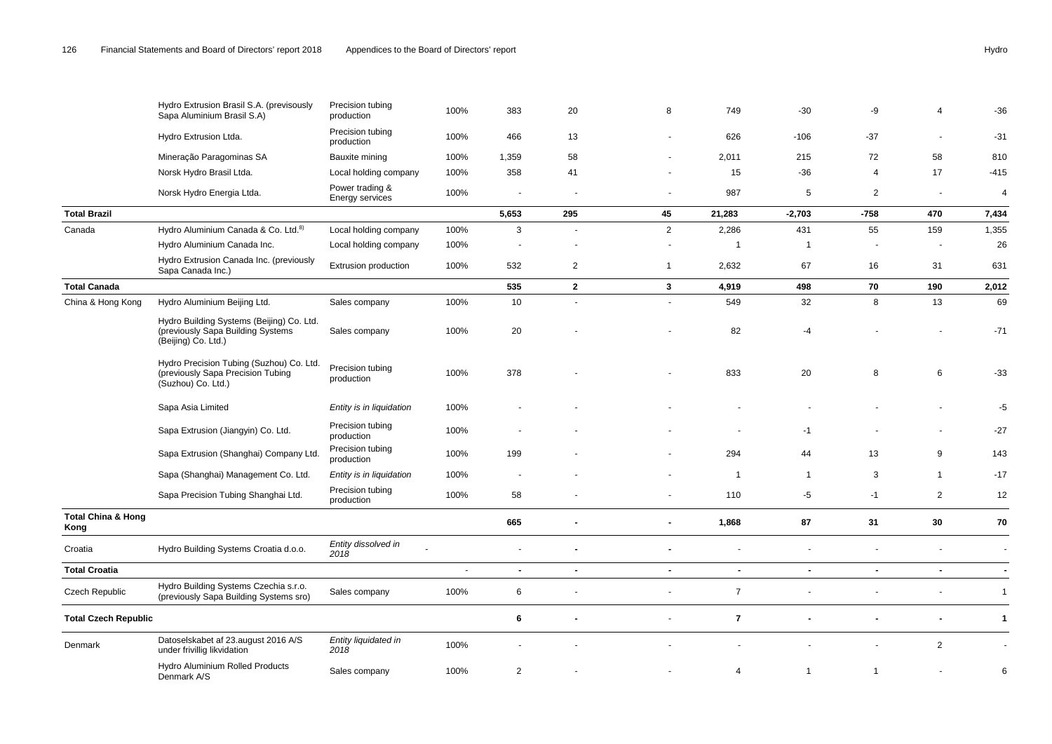| | | | | | | | | | | | |
|---|---|---|---|---|---|---|---|---|---|---|---|
| | Hydro Extrusion Brasil S.A. (previsously Sapa Aluminium Brasil S.A) | Precision tubing production | 100% | 383 | 20 | 8 | 749 | -30 | -9 | 4 | -36 |
| | Hydro Extrusion Ltda. | Precision tubing production | 100% | 466 | 13 | - | 626 | -106 | -37 | - | -31 |
| | Mineração Paragominas SA | Bauxite mining | 100% | 1,359 | 58 | - | 2,011 | 215 | 72 | 58 | 810 |
| | Norsk Hydro Brasil Ltda. | Local holding company | 100% | 358 | 41 | - | 15 | -36 | 4 | 17 | -415 |
| | Norsk Hydro Energia Ltda. | Power trading & Energy services | 100% | - | - | - | 987 | 5 | 2 | - | 4 |
| **Total Brazil** | | | | **5,653** | **295** | **45** | **21,283** | **-2,703** | **-758** | **470** | **7,434** |
| Canada | Hydro Aluminium Canada & Co. Ltd.[8] | Local holding company | 100% | 3 | - | 2 | 2,286 | 431 | 55 | 159 | 1,355 |
| | Hydro Aluminium Canada Inc. | Local holding company | 100% | - | - | - | 1 | 1 | - | - | 26 |
| | Hydro Extrusion Canada Inc. (previously Sapa Canada Inc.) | Extrusion production | 100% | 532 | 2 | 1 | 2,632 | 67 | 16 | 31 | 631 |
| **Total Canada** | | | | **535** | **2** | **3** | **4,919** | **498** | **70** | **190** | **2,012** |
| China & Hong Kong | Hydro Aluminium Beijing Ltd. | Sales company | 100% | 10 | - | - | 549 | 32 | 8 | 13 | 69 |
| | Hydro Building Systems (Beijing) Co. Ltd. (previously Sapa Building Systems (Beijing) Co. Ltd.) | Sales company | 100% | 20 | - | - | 82 | -4 | - | - | -71 |
| | Hydro Precision Tubing (Suzhou) Co. Ltd. (previously Sapa Precision Tubing (Suzhou) Co. Ltd.) | Precision tubing production | 100% | 378 | - | - | 833 | 20 | 8 | 6 | -33 |
| | Sapa Asia Limited | *Entity is in liquidation* | 100% | - | - | - | - | - | - | - | -5 |
| | Sapa Extrusion (Jiangyin) Co. Ltd. | Precision tubing production | 100% | - | - | - | - | -1 | - | - | -27 |
| | Sapa Extrusion (Shanghai) Company Ltd. | Precision tubing production | 100% | 199 | - | - | 294 | 44 | 13 | 9 | 143 |
| | Sapa (Shanghai) Management Co. Ltd. | *Entity is in liquidation* | 100% | - | - | - | 1 | 1 | 3 | 1 | -17 |
| | Sapa Precision Tubing Shanghai Ltd. | Precision tubing production | 100% | 58 | - | - | 110 | -5 | -1 | 2 | 12 |
| **Total China & Hong Kong** | | | | **665** | **-** | **-** | **1,868** | **87** | **31** | **30** | **70** |
| Croatia | Hydro Building Systems Croatia d.o.o. | *Entity dissolved in 2018* | - | - | - | - | - | - | - | - | - |
| **Total Croatia** | | | - | **-** | **-** | **-** | **-** | **-** | **-** | **-** | **-** |
| Czech Republic | Hydro Building Systems Czechia s.r.o. (previously Sapa Building Systems sro) | Sales company | 100% | 6 | - | - | 7 | - | - | - | 1 |
| **Total Czech Republic** | | | | **6** | **-** | - | **7** | **-** | **-** | **-** | **1** |
| Denmark | Datoselskabet af 23.august 2016 A/S under frivillig likvidation | *Entity liquidated in 2018* | 100% | - | - | - | - | - | - | 2 | - |
| | Hydro Aluminium Rolled Products Denmark A/S | Sales company | 100% | 2 | - | - | 4 | 1 | 1 | - | 6 |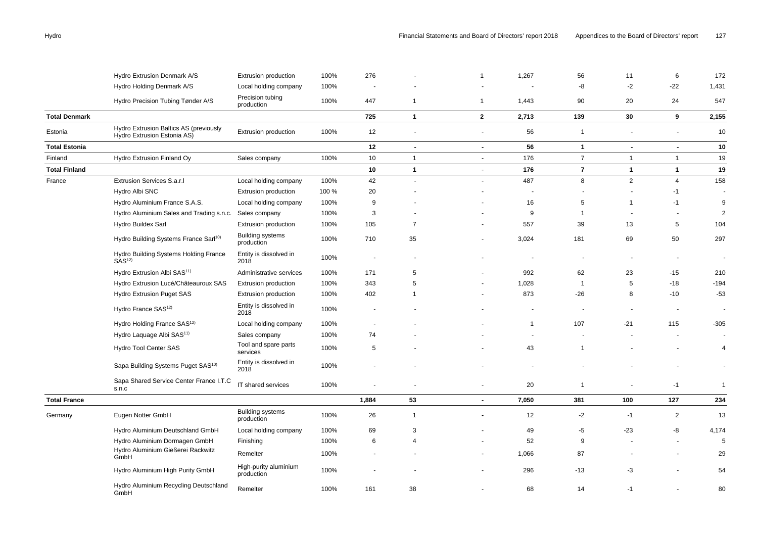| | | | | | | | | | | |
|---|---|---|---|---|---|---|---|---|---|---|
| | Hydro Extrusion Denmark A/S | Extrusion production | 100% | 276 | - | 1 | 1,267 | 56 | 11 | 6 | 172 |
| | Hydro Holding Denmark A/S | Local holding company | 100% | - | - | - | - | -8 | -2 | -22 | 1,431 |
| | Hydro Precision Tubing Tønder A/S | Precision tubing production | 100% | 447 | 1 | 1 | 1,443 | 90 | 20 | 24 | 547 |
| **Total Denmark** | | | | **725** | **1** | **2** | **2,713** | **139** | **30** | **9** | **2,155** |
| Estonia | Hydro Extrusion Baltics AS (previously Hydro Extrusion Estonia AS) | Extrusion production | 100% | 12 | - | - | 56 | 1 | - | - | 10 |
| **Total Estonia** | | | | **12** | **-** | **-** | **56** | **1** | **-** | **-** | **10** |
| Finland | Hydro Extrusion Finland Oy | Sales company | 100% | 10 | 1 | - | 176 | 7 | 1 | 1 | 19 |
| **Total Finland** | | | | **10** | **1** | **-** | **176** | **7** | **1** | **1** | **19** |
| France | Extrusion Services S.a.r.l | Local holding company | 100% | 42 | - | - | 487 | 8 | 2 | 4 | 158 |
| | Hydro Albi SNC | Extrusion production | 100 % | 20 | - | - | - | - | - | -1 | - |
| | Hydro Aluminium France S.A.S. | Local holding company | 100% | 9 | - | - | 16 | 5 | 1 | -1 | 9 |
| | Hydro Aluminium Sales and Trading s.n.c. | Sales company | 100% | 3 | - | - | 9 | 1 | - | - | 2 |
| | Hydro Buildex Sarl | Extrusion production | 100% | 105 | 7 | - | 557 | 39 | 13 | 5 | 104 |
| | Hydro Building Systems France Sarl[10) ] | Building systems production | 100% | 710 | 35 | - | 3,024 | 181 | 69 | 50 | 297 |
| | Hydro Building Systems Holding France SAS[12)] | Entity is dissolved in 2018 | 100% | - | - | - | - | - | - | - | - |
| | Hydro Extrusion Albi SAS[11)] | Administrative services | 100% | 171 | 5 | - | 992 | 62 | 23 | -15 | 210 |
| | Hydro Extrusion Lucé/Châteauroux SAS | Extrusion production | 100% | 343 | 5 | - | 1,028 | 1 | 5 | -18 | -194 |
| | Hydro Extrusion Puget SAS | Extrusion production | 100% | 402 | 1 | - | 873 | -26 | 8 | -10 | -53 |
| | Hydro France SAS[12)] | Entity is dissolved in 2018 | 100% | - | - | - | - | - | - | - | - |
| | Hydro Holding France SAS[12)] | Local holding company | 100% | - | - | - | 1 | 107 | -21 | 115 | -305 |
| | Hydro Laquage Albi SAS[11)] | Sales company | 100% | 74 | - | - | - | - | - | - | - |
| | Hydro Tool Center SAS | Tool and spare parts services | 100% | 5 | - | - | 43 | 1 | - | - | 4 |
| | Sapa Building Systems Puget SAS[10)] | Entity is dissolved in 2018 | 100% | - | - | - | - | - | - | - | - |
| | Sapa Shared Service Center France I.T.C s.n.c | IT shared services | 100% | - | - | - | 20 | 1 | - | -1 | 1 |
| **Total France** | | | | **1,884** | **53** | **-** | **7,050** | **381** | **100** | **127** | **234** |
| Germany | Eugen Notter GmbH | Building systems production | 100% | 26 | 1 | - | 12 | -2 | -1 | 2 | 13 |
| | Hydro Aluminium Deutschland GmbH | Local holding company | 100% | 69 | 3 | - | 49 | -5 | -23 | -8 | 4,174 |
| | Hydro Aluminium Dormagen GmbH | Finishing | 100% | 6 | 4 | - | 52 | 9 | - | - | 5 |
| | Hydro Aluminium Gießerei Rackwitz GmbH | Remelter | 100% | - | - | - | 1,066 | 87 | - | - | 29 |
| | Hydro Aluminium High Purity GmbH | High-purity aluminium production | 100% | - | - | - | 296 | -13 | -3 | - | 54 |
| | Hydro Aluminium Recycling Deutschland GmbH | Remelter | 100% | 161 | 38 | - | 68 | 14 | -1 | - | 80 |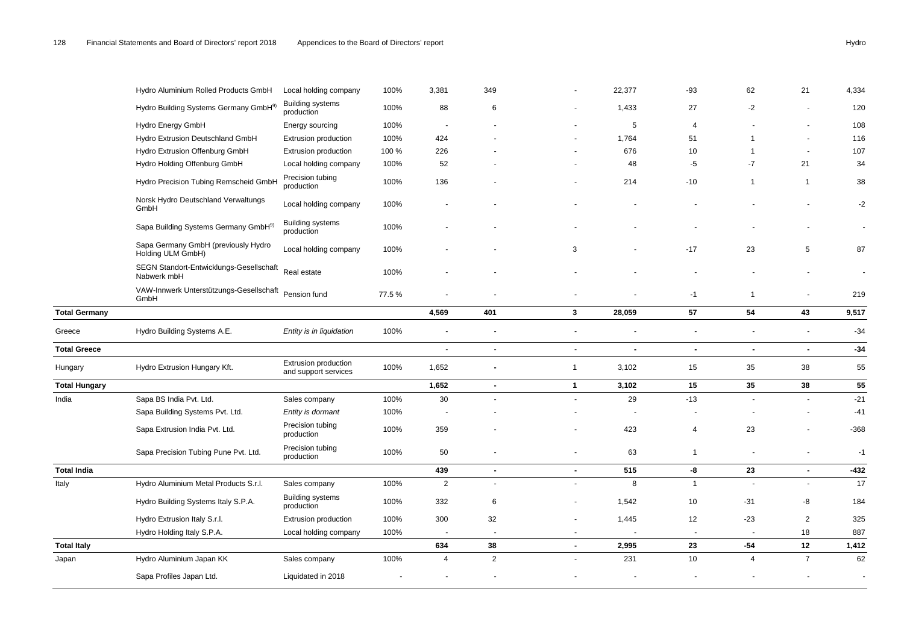| | | | | | | | | | | | |
|---|---|---|---|---|---|---|---|---|---|---|---|
| | Hydro Aluminium Rolled Products GmbH | Local holding company | 100% | 3,381 | 349 | - | 22,377 | -93 | 62 | 21 | 4,334 |
| | Hydro Building Systems Germany GmbH[9] | Building systems production | 100% | 88 | 6 | - | 1,433 | 27 | -2 | - | 120 |
| | Hydro Energy GmbH | Energy sourcing | 100% | - | - | - | 5 | 4 | - | - | 108 |
| | Hydro Extrusion Deutschland GmbH | Extrusion production | 100% | 424 | - | - | 1,764 | 51 | 1 | - | 116 |
| | Hydro Extrusion Offenburg GmbH | Extrusion production | 100 % | 226 | - | - | 676 | 10 | 1 | - | 107 |
| | Hydro Holding Offenburg GmbH | Local holding company | 100% | 52 | - | - | 48 | -5 | -7 | 21 | 34 |
| | Hydro Precision Tubing Remscheid GmbH | Precision tubing production | 100% | 136 | - | - | 214 | -10 | 1 | 1 | 38 |
| | Norsk Hydro Deutschland Verwaltungs GmbH | Local holding company | 100% | - | - | - | - | - | - | - | -2 |
| | Sapa Building Systems Germany GmbH[9] | Building systems production | 100% | - | - | - | - | - | - | - | - |
| | Sapa Germany GmbH (previously Hydro Holding ULM GmbH) | Local holding company | 100% | - | - | 3 | - | -17 | 23 | 5 | 87 |
| | SEGN Standort-Entwicklungs-Gesellschaft Nabwerk mbH | Real estate | 100% | - | - | - | - | - | - | - | - |
| | VAW-Innwerk Unterstützungs-Gesellschaft GmbH | Pension fund | 77.5 % | - | - | - | - | -1 | 1 | - | 219 |
| **Total Germany** | | | | **4,569** | **401** | **3** | **28,059** | **57** | **54** | **43** | **9,517** |
| Greece | Hydro Building Systems A.E. | *Entity is in liquidation* | 100% | - | - | - | - | - | - | - | -34 |
| **Total Greece** | | | | - | - | - | **-** | **-** | **-** | **-** | **-34** |
| Hungary | Hydro Extrusion Hungary Kft. | Extrusion production and support services | 100% | 1,652 | - | 1 | 3,102 | 15 | 35 | 38 | 55 |
| **Total Hungary** | | | | **1,652** | **-** | **1** | **3,102** | **15** | **35** | **38** | **55** |
| India | Sapa BS India Pvt. Ltd. | Sales company | 100% | 30 | - | - | 29 | -13 | - | - | -21 |
| | Sapa Building Systems Pvt. Ltd. | *Entity is dormant* | 100% | - | - | - | - | - | - | - | -41 |
| | Sapa Extrusion India Pvt. Ltd. | Precision tubing production | 100% | 359 | - | - | 423 | 4 | 23 | - | -368 |
| | Sapa Precision Tubing Pune Pvt. Ltd. | Precision tubing production | 100% | 50 | - | - | 63 | 1 | - | - | -1 |
| **Total India** | | | | **439** | **-** | **-** | **515** | **-8** | **23** | **-** | **-432** |
| Italy | Hydro Aluminium Metal Products S.r.l. | Sales company | 100% | 2 | - | - | 8 | 1 | - | - | 17 |
| | Hydro Building Systems Italy S.P.A. | Building systems production | 100% | 332 | 6 | - | 1,542 | 10 | -31 | -8 | 184 |
| | Hydro Extrusion Italy S.r.l. | Extrusion production | 100% | 300 | 32 | - | 1,445 | 12 | -23 | 2 | 325 |
| | Hydro Holding Italy S.P.A. | Local holding company | 100% | - | - | - | - | - | - | 18 | 887 |
| **Total Italy** | | | | **634** | **38** | **-** | **2,995** | **23** | **-54** | **12** | **1,412** |
| Japan | Hydro Aluminium Japan KK | Sales company | 100% | 4 | 2 | - | 231 | 10 | 4 | 7 | 62 |
| | Sapa Profiles Japan Ltd. | Liquidated in 2018 | - | - | - | - | - | - | - | - | - |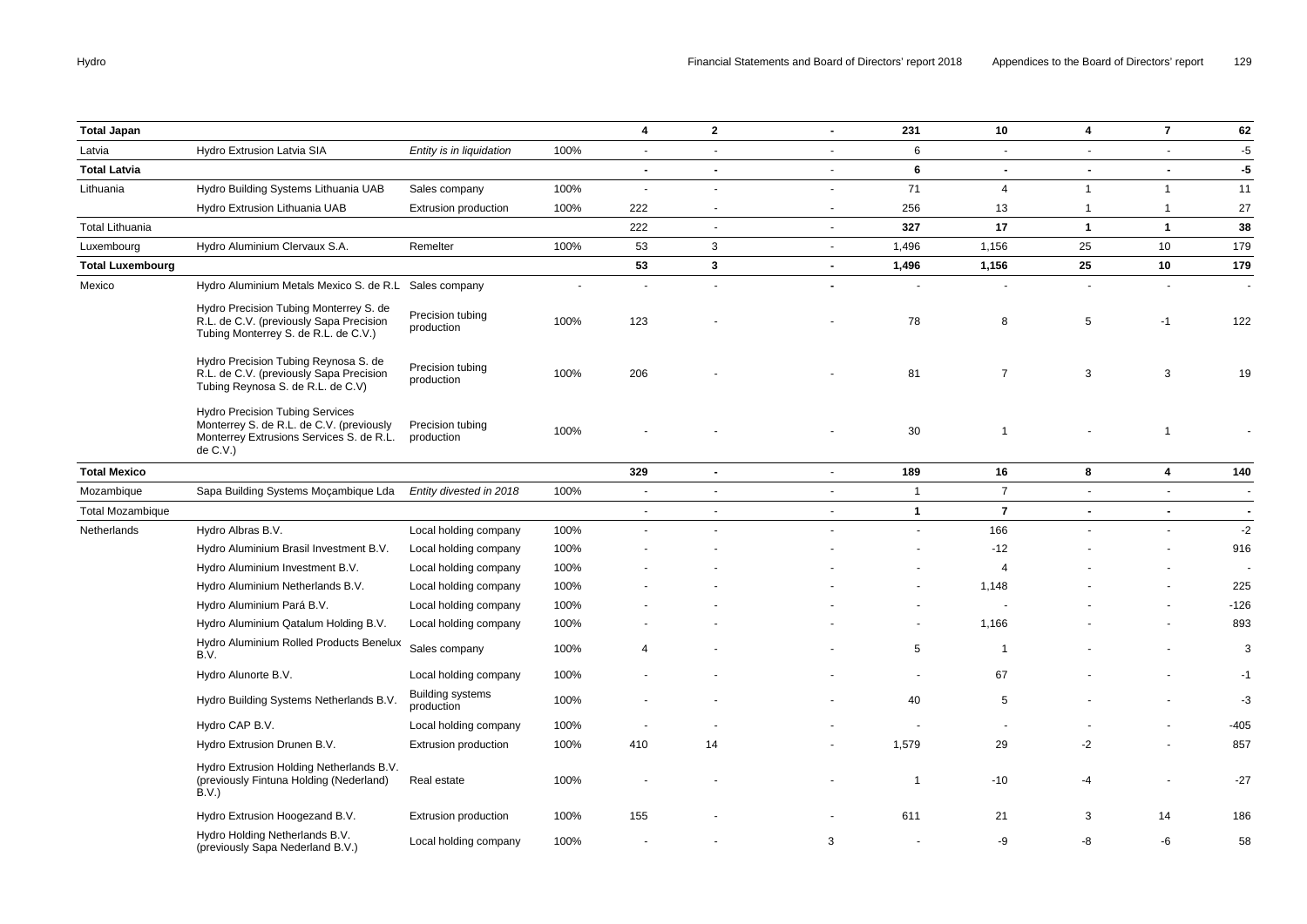| | | | | | | | | | | |
|---|---|---|---|---|---|---|---|---|---|---|
| **Total Japan** | | | **4** | **2** | **-** | **231** | **10** | **4** | **7** | **62** |
| Latvia | Hydro Extrusion Latvia SIA | *Entity is in liquidation* | 100% | - | - | - | 6 | - | - | - | -5 |
| **Total Latvia** | | | **-** | **-** | - | **6** | **-** | **-** | **-** | **-5** |
| Lithuania | Hydro Building Systems Lithuania UAB | Sales company | 100% | - | - | - | 71 | 4 | 1 | 1 | 11 |
| | Hydro Extrusion Lithuania UAB | Extrusion production | 100% | 222 | - | - | 256 | 13 | 1 | 1 | 27 |
| Total Lithuania | | | | 222 | - | - | **327** | **17** | **1** | **1** | **38** |
| Luxembourg | Hydro Aluminium Clervaux S.A. | Remelter | 100% | 53 | 3 | - | 1,496 | 1,156 | 25 | 10 | 179 |
| **Total Luxembourg** | | | | **53** | **3** | **-** | **1,496** | **1,156** | **25** | **10** | **179** |
| Mexico | Hydro Aluminium Metals Mexico S. de R.L | Sales company | - | - | - | **-** | - | - | - | - | - |
| | Hydro Precision Tubing Monterrey S. de R.L. de C.V. (previously Sapa Precision Tubing Monterrey S. de R.L. de C.V.) | Precision tubing production | 100% | 123 | - | - | 78 | 8 | 5 | -1 | 122 |
| | Hydro Precision Tubing Reynosa S. de R.L. de C.V. (previously Sapa Precision Tubing Reynosa S. de R.L. de C.V) | Precision tubing production | 100% | 206 | - | - | 81 | 7 | 3 | 3 | 19 |
| | Hydro Precision Tubing Services Monterrey S. de R.L. de C.V. (previously Monterrey Extrusions Services S. de R.L. de C.V.) | Precision tubing production | 100% | - | - | - | 30 | 1 | - | 1 | - |
| **Total Mexico** | | | | **329** | **-** | - | **189** | **16** | **8** | **4** | **140** |
| Mozambique | Sapa Building Systems Moçambique Lda | *Entity divested in 2018* | 100% | - | - | - | 1 | 7 | - | - | - |
| Total Mozambique | | | | - | - | - | **1** | **7** | **-** | **-** | **-** |
| Netherlands | Hydro Albras B.V. | Local holding company | 100% | - | - | - | - | 166 | - | - | -2 |
| | Hydro Aluminium Brasil Investment B.V. | Local holding company | 100% | - | - | - | - | -12 | - | - | 916 |
| | Hydro Aluminium Investment B.V. | Local holding company | 100% | - | - | - | - | 4 | - | - | - |
| | Hydro Aluminium Netherlands B.V. | Local holding company | 100% | - | - | - | - | 1,148 | - | - | 225 |
| | Hydro Aluminium Pará B.V. | Local holding company | 100% | - | - | - | - | - | - | - | -126 |
| | Hydro Aluminium Qatalum Holding B.V. | Local holding company | 100% | - | - | - | - | 1,166 | - | - | 893 |
| | Hydro Aluminium Rolled Products Benelux B.V. | Sales company | 100% | 4 | - | - | 5 | 1 | - | - | 3 |
| | Hydro Alunorte B.V. | Local holding company | 100% | - | - | - | - | 67 | - | - | -1 |
| | Hydro Building Systems Netherlands B.V. | Building systems production | 100% | - | - | - | 40 | 5 | - | - | -3 |
| | Hydro CAP B.V. | Local holding company | 100% | - | - | - | - | - | - | - | -405 |
| | Hydro Extrusion Drunen B.V. | Extrusion production | 100% | 410 | 14 | - | 1,579 | 29 | -2 | - | 857 |
| | Hydro Extrusion Holding Netherlands B.V. (previously Fintuna Holding (Nederland) B.V.) | Real estate | 100% | - | - | - | 1 | -10 | -4 | - | -27 |
| | Hydro Extrusion Hoogezand B.V. | Extrusion production | 100% | 155 | - | - | 611 | 21 | 3 | 14 | 186 |
| | Hydro Holding Netherlands B.V. (previously Sapa Nederland B.V.) | Local holding company | 100% | - | - | 3 | - | -9 | -8 | -6 | 58 |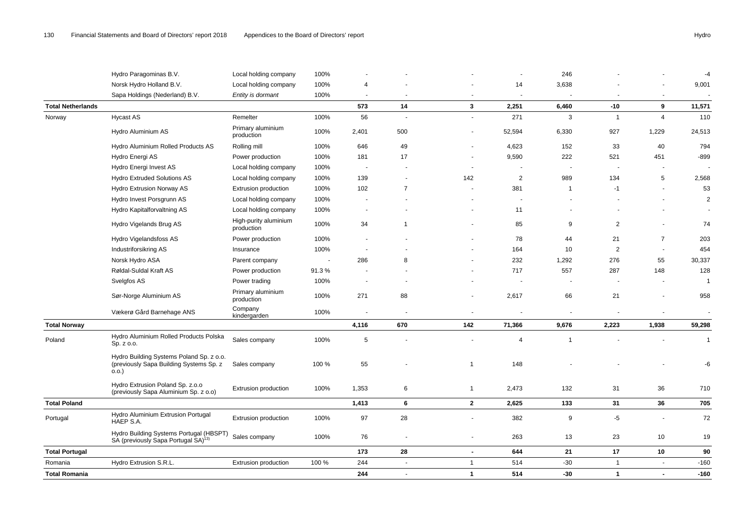| | | | | | | | | | | |
|---|---|---|---|---|---|---|---|---|---|---|
| | Hydro Paragominas B.V. | Local holding company | 100% | - | - | - | - | 246 | - | - | -4 |
| | Norsk Hydro Holland B.V. | Local holding company | 100% | 4 | - | - | 14 | 3,638 | - | - | 9,001 |
| | Sapa Holdings (Nederland) B.V. | *Entity is dormant* | 100% | - | - | - | - | - | - | - | - |
| **Total Netherlands** | | | | **573** | **14** | **3** | **2,251** | **6,460** | **-10** | **9** | **11,571** |
| Norway | Hycast AS | Remelter | 100% | 56 | - | - | 271 | 3 | 1 | 4 | 110 |
| | Hydro Aluminium AS | Primary aluminium production | 100% | 2,401 | 500 | - | 52,594 | 6,330 | 927 | 1,229 | 24,513 |
| | Hydro Aluminium Rolled Products AS | Rolling mill | 100% | 646 | 49 | - | 4,623 | 152 | 33 | 40 | 794 |
| | Hydro Energi AS | Power production | 100% | 181 | 17 | - | 9,590 | 222 | 521 | 451 | -899 |
| | Hydro Energi Invest AS | Local holding company | 100% | - | - | - | - | - | - | - | - |
| | Hydro Extruded Solutions AS | Local holding company | 100% | 139 | - | 142 | 2 | 989 | 134 | 5 | 2,568 |
| | Hydro Extrusion Norway AS | Extrusion production | 100% | 102 | 7 | - | 381 | 1 | -1 | - | 53 |
| | Hydro Invest Porsgrunn AS | Local holding company | 100% | - | - | - | - | - | - | - | 2 |
| | Hydro Kapitalforvaltning AS | Local holding company | 100% | - | - | - | 11 | - | - | - | - |
| | Hydro Vigelands Brug AS | High-purity aluminium production | 100% | 34 | 1 | - | 85 | 9 | 2 | - | 74 |
| | Hydro Vigelandsfoss AS | Power production | 100% | - | - | - | 78 | 44 | 21 | 7 | 203 |
| | Industriforsikring AS | Insurance | 100% | - | - | - | 164 | 10 | 2 | - | 454 |
| | Norsk Hydro ASA | Parent company | - | 286 | 8 | - | 232 | 1,292 | 276 | 55 | 30,337 |
| | Røldal-Suldal Kraft AS | Power production | 91.3 % | - | - | - | 717 | 557 | 287 | 148 | 128 |
| | Svelgfos AS | Power trading | 100% | - | - | - | - | - | - | - | 1 |
| | Sør-Norge Aluminium AS | Primary aluminium production | 100% | 271 | 88 | - | 2,617 | 66 | 21 | - | 958 |
| | Vækerø Gård Barnehage ANS | Company kindergarden | 100% | - | - | - | - | - | - | - | - |
| **Total Norway** | | | | **4,116** | **670** | **142** | **71,366** | **9,676** | **2,223** | **1,938** | **59,298** |
| Poland | Hydro Aluminium Rolled Products Polska Sp. z o.o. | Sales company | 100% | 5 | - | - | 4 | 1 | - | - | 1 |
| | Hydro Building Systems Poland Sp. z o.o. (previously Sapa Building Systems Sp. z o.o.) | Sales company | 100 % | 55 | - | 1 | 148 | - | - | - | -6 |
| | Hydro Extrusion Poland Sp. z.o.o (previously Sapa Aluminium Sp. z o.o) | Extrusion production | 100% | 1,353 | 6 | 1 | 2,473 | 132 | 31 | 36 | 710 |
| **Total Poland** | | | | **1,413** | **6** | **2** | **2,625** | **133** | **31** | **36** | **705** |
| Portugal | Hydro Aluminium Extrusion Portugal HAEP S.A. | Extrusion production | 100% | 97 | 28 | - | 382 | 9 | -5 | - | 72 |
| | Hydro Building Systems Portugal (HBSPT) SA (previously Sapa Portugal SA)[13] | Sales company | 100% | 76 | - | - | 263 | 13 | 23 | 10 | 19 |
| **Total Portugal** | | | | **173** | **28** | **-** | **644** | **21** | **17** | **10** | **90** |
| Romania | Hydro Extrusion S.R.L. | Extrusion production | 100 % | 244 | - | 1 | 514 | -30 | 1 | - | -160 |
| **Total Romania** | | | | **244** | **-** | **1** | **514** | **-30** | **1** | **-** | **-160** |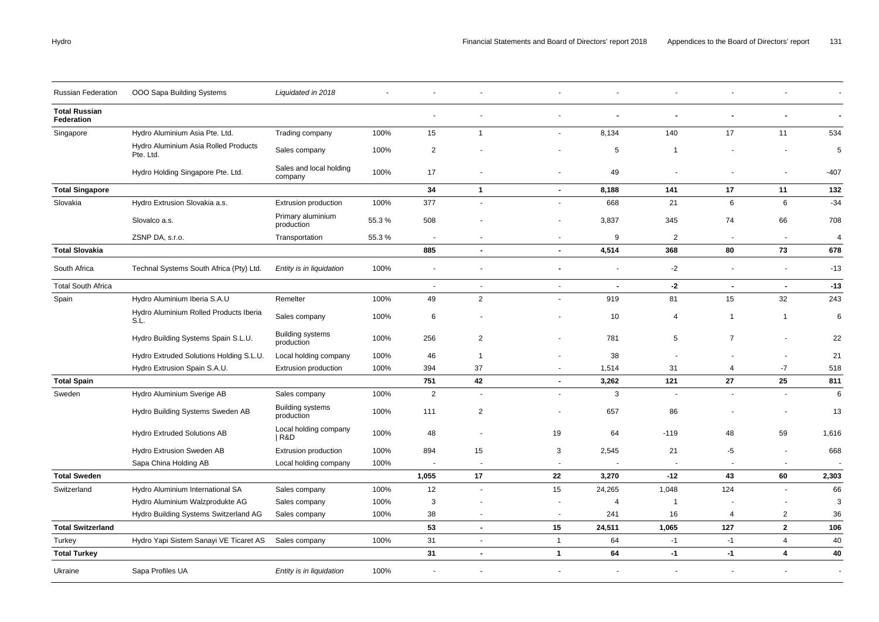| Russian Federation | OOO Sapa Building Systems | *Liquidated in 2018* | - | - | - | - | - | - | - | - | - |
|---|---|---|---|---|---|---|---|---|---|---|---|
| **Total Russian Federation** | | | | - | - | - | **-** | **-** | **-** | **-** | **-** |
| Singapore | Hydro Aluminium Asia Pte. Ltd. | Trading company | 100% | 15 | 1 | - | 8,134 | 140 | 17 | 11 | 534 |
| | Hydro Aluminium Asia Rolled Products Pte. Ltd. | Sales company | 100% | 2 | - | - | 5 | 1 | - | - | 5 |
| | Hydro Holding Singapore Pte. Ltd. | Sales and local holding company | 100% | 17 | - | - | 49 | - | - | - | -407 |
| **Total Singapore** | | | | **34** | **1** | **-** | **8,188** | **141** | **17** | **11** | **132** |
| Slovakia | Hydro Extrusion Slovakia a.s. | Extrusion production | 100% | 377 | - | - | 668 | 21 | 6 | 6 | -34 |
| | Slovalco a.s. | Primary aluminium production | 55.3 % | 508 | - | - | 3,837 | 345 | 74 | 66 | 708 |
| | ZSNP DA, s.r.o. | Transportation | 55.3 % | - | - | - | 9 | 2 | - | - | 4 |
| **Total Slovakia** | | | | **885** | **-** | **-** | **4,514** | **368** | **80** | **73** | **678** |
| South Africa | Technal Systems South Africa (Pty) Ltd. | *Entity is in liquidation* | 100% | - | - | - | - | -2 | - | - | -13 |
| Total South Africa | | | | - | - | - | **-** | **-2** | **-** | **-** | **-13** |
| Spain | Hydro Aluminium Iberia S.A.U | Remelter | 100% | 49 | 2 | - | 919 | 81 | 15 | 32 | 243 |
| | Hydro Aluminium Rolled Products Iberia S.L. | Sales company | 100% | 6 | - | - | 10 | 4 | 1 | 1 | 6 |
| | Hydro Building Systems Spain S.L.U. | Building systems production | 100% | 256 | 2 | - | 781 | 5 | 7 | - | 22 |
| | Hydro Extruded Solutions Holding S.L.U. | Local holding company | 100% | 46 | 1 | - | 38 | - | - | - | 21 |
| | Hydro Extrusion Spain S.A.U. | Extrusion production | 100% | 394 | 37 | - | 1,514 | 31 | 4 | -7 | 518 |
| **Total Spain** | | | | **751** | **42** | **-** | **3,262** | **121** | **27** | **25** | **811** |
| Sweden | Hydro Aluminium Sverige AB | Sales company | 100% | 2 | - | - | 3 | - | - | - | 6 |
| | Hydro Building Systems Sweden AB | Building systems production | 100% | 111 | 2 | - | 657 | 86 | - | - | 13 |
| | Hydro Extruded Solutions AB | Local holding company \| R&D | 100% | 48 | - | 19 | 64 | -119 | 48 | 59 | 1,616 |
| | Hydro Extrusion Sweden AB | Extrusion production | 100% | 894 | 15 | 3 | 2,545 | 21 | -5 | - | 668 |
| | Sapa China Holding AB | Local holding company | 100% | - | - | - | - | - | - | - | - |
| **Total Sweden** | | | | **1,055** | **17** | **22** | **3,270** | **-12** | **43** | **60** | **2,303** |
| Switzerland | Hydro Aluminium International SA | Sales company | 100% | 12 | - | 15 | 24,265 | 1,048 | 124 | - | 66 |
| | Hydro Aluminium Walzprodukte AG | Sales company | 100% | 3 | - | - | 4 | 1 | - | - | 3 |
| | Hydro Building Systems Switzerland AG | Sales company | 100% | 38 | - | - | 241 | 16 | 4 | 2 | 36 |
| **Total Switzerland** | | | | **53** | **-** | **15** | **24,511** | **1,065** | **127** | **2** | **106** |
| Turkey | Hydro Yapi Sistem Sanayi VE Ticaret AS | Sales company | 100% | 31 | - | 1 | 64 | -1 | -1 | 4 | 40 |
| **Total Turkey** | | | | **31** | **-** | **1** | **64** | **-1** | **-1** | **4** | **40** |
| Ukraine | Sapa Profiles UA | *Entity is in liquidation* | 100% | - | - | - | - | - | - | - | - |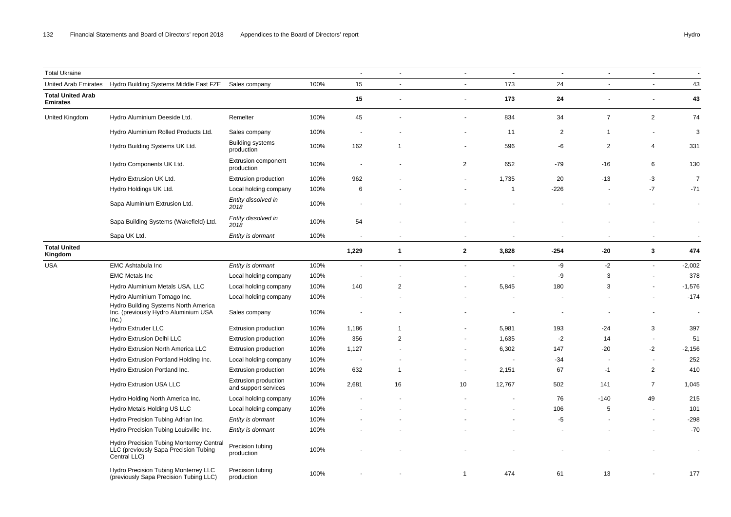| | | | | | | | | | | | |
|---|---|---|---|---|---|---|---|---|---|---|---|
| **Total Ukraine** | | | | - | - | - | **-** | **-** | **-** | **-** | **-** |
| United Arab Emirates | Hydro Building Systems Middle East FZE | Sales company | 100% | 15 | - | - | 173 | 24 | - | - | 43 |
| **Total United Arab Emirates** | | | | **15** | **-** | - | **173** | **24** | **-** | **-** | **43** |
| United Kingdom | Hydro Aluminium Deeside Ltd. | Remelter | 100% | 45 | - | - | 834 | 34 | 7 | 2 | 74 |
| | Hydro Aluminium Rolled Products Ltd. | Sales company | 100% | - | - | - | 11 | 2 | 1 | - | 3 |
| | Hydro Building Systems UK Ltd. | Building systems production | 100% | 162 | 1 | - | 596 | -6 | 2 | 4 | 331 |
| | Hydro Components UK Ltd. | Extrusion component production | 100% | - | - | 2 | 652 | -79 | -16 | 6 | 130 |
| | Hydro Extrusion UK Ltd. | Extrusion production | 100% | 962 | - | - | 1,735 | 20 | -13 | -3 | 7 |
| | Hydro Holdings UK Ltd. | Local holding company | 100% | 6 | - | - | 1 | -226 | - | -7 | -71 |
| | Sapa Aluminium Extrusion Ltd. | *Entity dissolved in 2018* | 100% | - | - | - | - | - | - | - | - |
| | Sapa Building Systems (Wakefield) Ltd. | *Entity dissolved in 2018* | 100% | 54 | - | - | - | - | - | - | - |
| | Sapa UK Ltd. | *Entity is dormant* | 100% | - | - | - | - | - | - | - | - |
| **Total United Kingdom** | | | | **1,229** | **1** | **2** | **3,828** | **-254** | **-20** | **3** | **474** |
| USA | EMC Ashtabula Inc | *Entity is dormant* | 100% | - | - | - | - | -9 | -2 | - | -2,002 |
| | EMC Metals Inc | Local holding company | 100% | - | - | - | - | -9 | 3 | - | 378 |
| | Hydro Aluminium Metals USA, LLC | Local holding company | 100% | 140 | 2 | - | 5,845 | 180 | 3 | - | -1,576 |
| | Hydro Aluminium Tomago Inc. | Local holding company | 100% | - | - | - | - | - | - | - | -174 |
| | Hydro Building Systems North America Inc. (previously Hydro Aluminium USA Inc.) | Sales company | 100% | - | - | - | - | - | - | - | - |
| | Hydro Extruder LLC | Extrusion production | 100% | 1,186 | 1 | - | 5,981 | 193 | -24 | 3 | 397 |
| | Hydro Extrusion Delhi LLC | Extrusion production | 100% | 356 | 2 | - | 1,635 | -2 | 14 | - | 51 |
| | Hydro Extrusion North America LLC | Extrusion production | 100% | 1,127 | - | - | 6,302 | 147 | -20 | -2 | -2,156 |
| | Hydro Extrusion Portland Holding Inc. | Local holding company | 100% | - | - | - | - | -34 | - | - | 252 |
| | Hydro Extrusion Portland Inc. | Extrusion production | 100% | 632 | 1 | - | 2,151 | 67 | -1 | 2 | 410 |
| | Hydro Extrusion USA LLC | Extrusion production and support services | 100% | 2,681 | 16 | 10 | 12,767 | 502 | 141 | 7 | 1,045 |
| | Hydro Holding North America Inc. | Local holding company | 100% | - | - | - | - | 76 | -140 | 49 | 215 |
| | Hydro Metals Holding US LLC | Local holding company | 100% | - | - | - | - | 106 | 5 | - | 101 |
| | Hydro Precision Tubing Adrian Inc. | *Entity is dormant* | 100% | - | - | - | - | -5 | - | - | -298 |
| | Hydro Precision Tubing Louisville Inc. | *Entity is dormant* | 100% | - | - | - | - | - | - | - | -70 |
| | Hydro Precision Tubing Monterrey Central LLC (previously Sapa Precision Tubing Central LLC) | Precision tubing production | 100% | - | - | - | - | - | - | - | - |
| | Hydro Precision Tubing Monterrey LLC (previously Sapa Precision Tubing LLC) | Precision tubing production | 100% | - | - | 1 | 474 | 61 | 13 | - | 177 |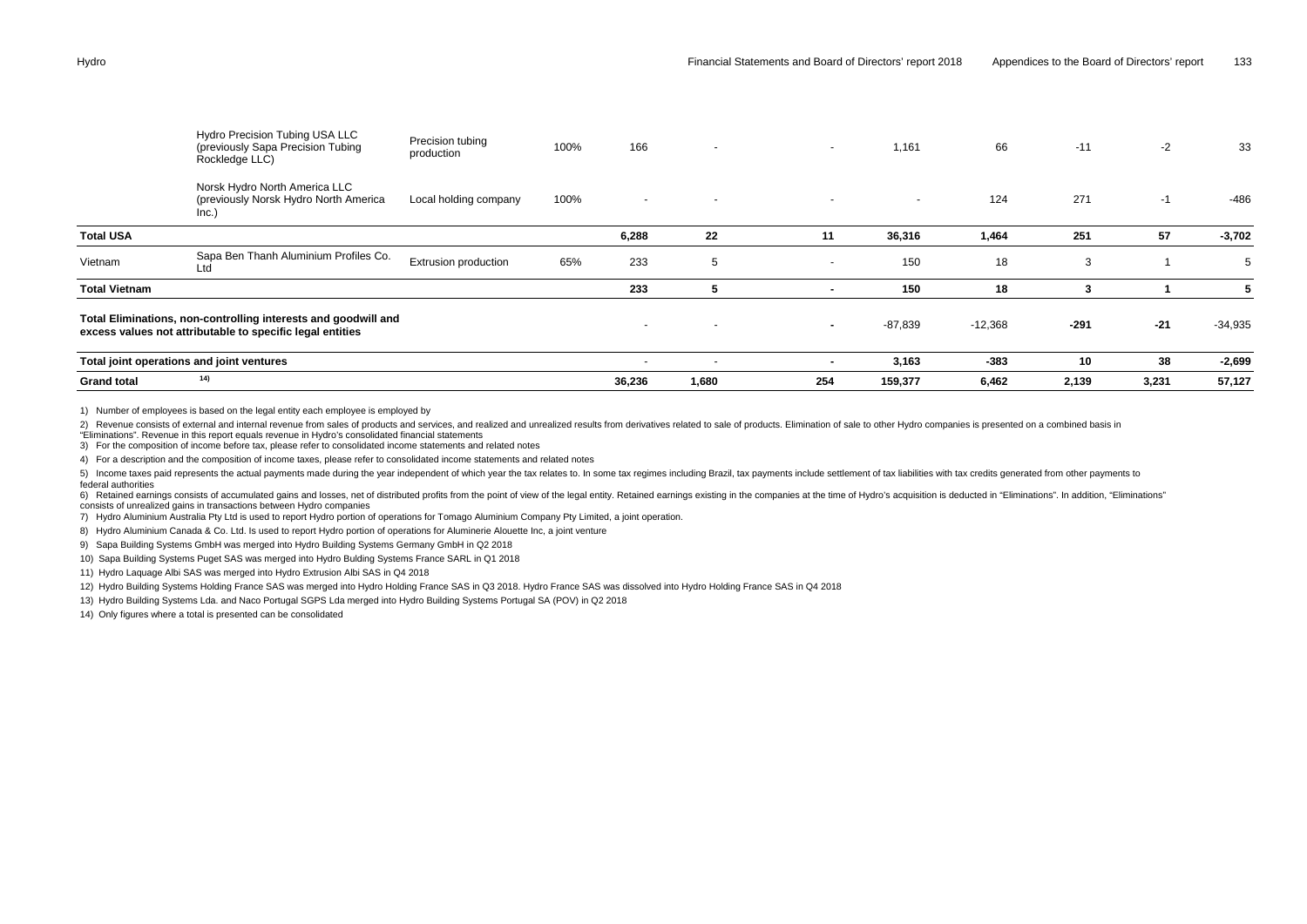| | | | | | | | | | | | |
|---|---|---|---|---|---|---|---|---|---|---|---|
| | Hydro Precision Tubing USA LLC (previously Sapa Precision Tubing Rockledge LLC) | Precision tubing production | 100% | 166 | - | - | 1,161 | 66 | -11 | -2 | 33 |
| | Norsk Hydro North America LLC (previously Norsk Hydro North America Inc.) | Local holding company | 100% | - | - | - | - | 124 | 271 | -1 | -486 |
| **Total USA** | | | | **6,288** | **22** | **11** | **36,316** | **1,464** | **251** | **57** | **-3,702** |
| Vietnam | Sapa Ben Thanh Aluminium Profiles Co. Ltd | Extrusion production | 65% | 233 | 5 | - | 150 | 18 | 3 | 1 | 5 |
| **Total Vietnam** | | | | **233** | **5** | **-** | **150** | **18** | **3** | **1** | **5** |
| **Total Eliminations, non-controlling interests and goodwill and excess values not attributable to specific legal entities** | | | | - | - | **-** | -87,839 | -12,368 | **-291** | **-21** | -34,935 |
| **Total joint operations and joint ventures** | | | | - | - | **-** | **3,163** | **-383** | **10** | **38** | **-2,699** |
| **Grand total** | 14) | | | **36,236** | **1,680** | **254** | **159,377** | **6,462** | **2,139** | **3,231** | **57,127** |

1) Number of employees is based on the legal entity each employee is employed by

2) Revenue consists of external and internal revenue from sales of products and services, and realized and unrealized results from derivatives related to sale of products. Elimination of sale to other Hydro companies is presented on a combined basis in "Eliminations". Revenue in this report equals revenue in Hydro's consolidated financial statements

3) For the composition of income before tax, please refer to consolidated income statements and related notes

4) For a description and the composition of income taxes, please refer to consolidated income statements and related notes

5) Income taxes paid represents the actual payments made during the year independent of which year the tax relates to. In some tax regimes including Brazil, tax payments include settlement of tax liabilities with tax credits generated from other payments to federal authorities

6) Retained earnings consists of accumulated gains and losses, net of distributed profits from the point of view of the legal entity. Retained earnings existing in the companies at the time of Hydro's acquisition is deducted in "Eliminations". In addition, "Eliminations" consists of unrealized gains in transactions between Hydro companies

7) Hydro Aluminium Australia Pty Ltd is used to report Hydro portion of operations for Tomago Aluminium Company Pty Limited, a joint operation.

8) Hydro Aluminium Canada & Co. Ltd. Is used to report Hydro portion of operations for Aluminerie Alouette Inc, a joint venture

9) Sapa Building Systems GmbH was merged into Hydro Building Systems Germany GmbH in Q2 2018

10) Sapa Building Systems Puget SAS was merged into Hydro Bulding Systems France SARL in Q1 2018

11) Hydro Laquage Albi SAS was merged into Hydro Extrusion Albi SAS in Q4 2018

12) Hydro Building Systems Holding France SAS was merged into Hydro Holding France SAS in Q3 2018. Hydro France SAS was dissolved into Hydro Holding France SAS in Q4 2018

13) Hydro Building Systems Lda. and Naco Portugal SGPS Lda merged into Hydro Building Systems Portugal SA (POV) in Q2 2018

14) Only figures where a total is presented can be consolidated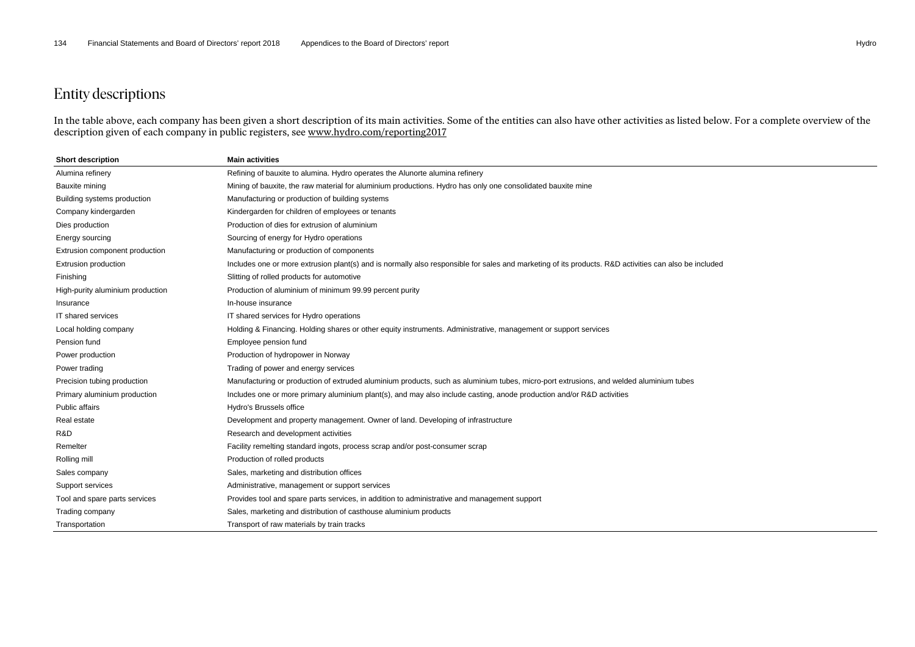# Entity descriptions

In the table above, each company has been given a short description of its main activities. Some of the entities can also have other activities as listed below. For a complete overview of the description given of each company in public registers, see www.hydro.com/reporting2017

| Short description | Main activities |
|---|---|
| Alumina refinery | Refining of bauxite to alumina. Hydro operates the Alunorte alumina refinery |
| Bauxite mining | Mining of bauxite, the raw material for aluminium productions. Hydro has only one consolidated bauxite mine |
| Building systems production | Manufacturing or production of building systems |
| Company kindergarden | Kindergarden for children of employees or tenants |
| Dies production | Production of dies for extrusion of aluminium |
| Energy sourcing | Sourcing of energy for Hydro operations |
| Extrusion component production | Manufacturing or production of components |
| Extrusion production | Includes one or more extrusion plant(s) and is normally also responsible for sales and marketing of its products. R&D activities can also be included |
| Finishing | Slitting of rolled products for automotive |
| High-purity aluminium production | Production of aluminium of minimum 99.99 percent purity |
| Insurance | In-house insurance |
| IT shared services | IT shared services for Hydro operations |
| Local holding company | Holding & Financing. Holding shares or other equity instruments. Administrative, management or support services |
| Pension fund | Employee pension fund |
| Power production | Production of hydropower in Norway |
| Power trading | Trading of power and energy services |
| Precision tubing production | Manufacturing or production of extruded aluminium products, such as aluminium tubes, micro-port extrusions, and welded aluminium tubes |
| Primary aluminium production | Includes one or more primary aluminium plant(s), and may also include casting, anode production and/or R&D activities |
| Public affairs | Hydro's Brussels office |
| Real estate | Development and property management. Owner of land. Developing of infrastructure |
| R&D | Research and development activities |
| Remelter | Facility remelting standard ingots, process scrap and/or post-consumer scrap |
| Rolling mill | Production of rolled products |
| Sales company | Sales, marketing and distribution offices |
| Support services | Administrative, management or support services |
| Tool and spare parts services | Provides tool and spare parts services, in addition to administrative and management support |
| Trading company | Sales, marketing and distribution of casthouse aluminium products |
| Transportation | Transport of raw materials by train tracks |